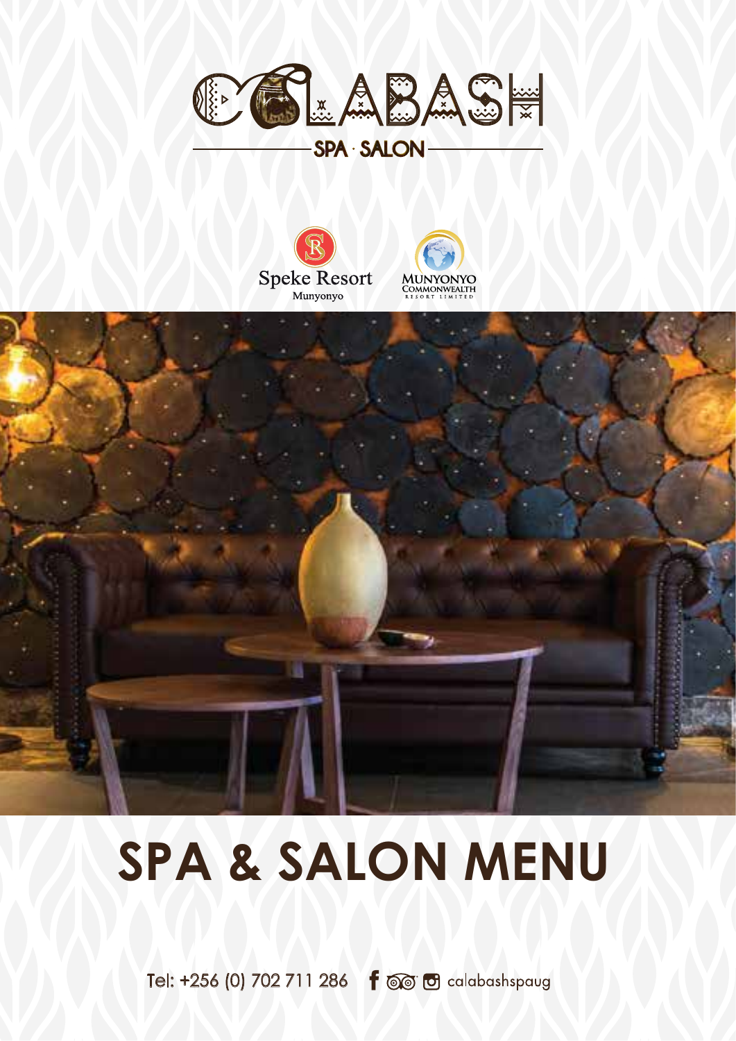# CALABASH

SPA · SALON

Speke Resort
Munyonyo

MUNYONYO COMMONWEALTH RESORT LIMITED

# SPA & SALON MENU

Tel: +256 (0) 702 711 286 calabashspaug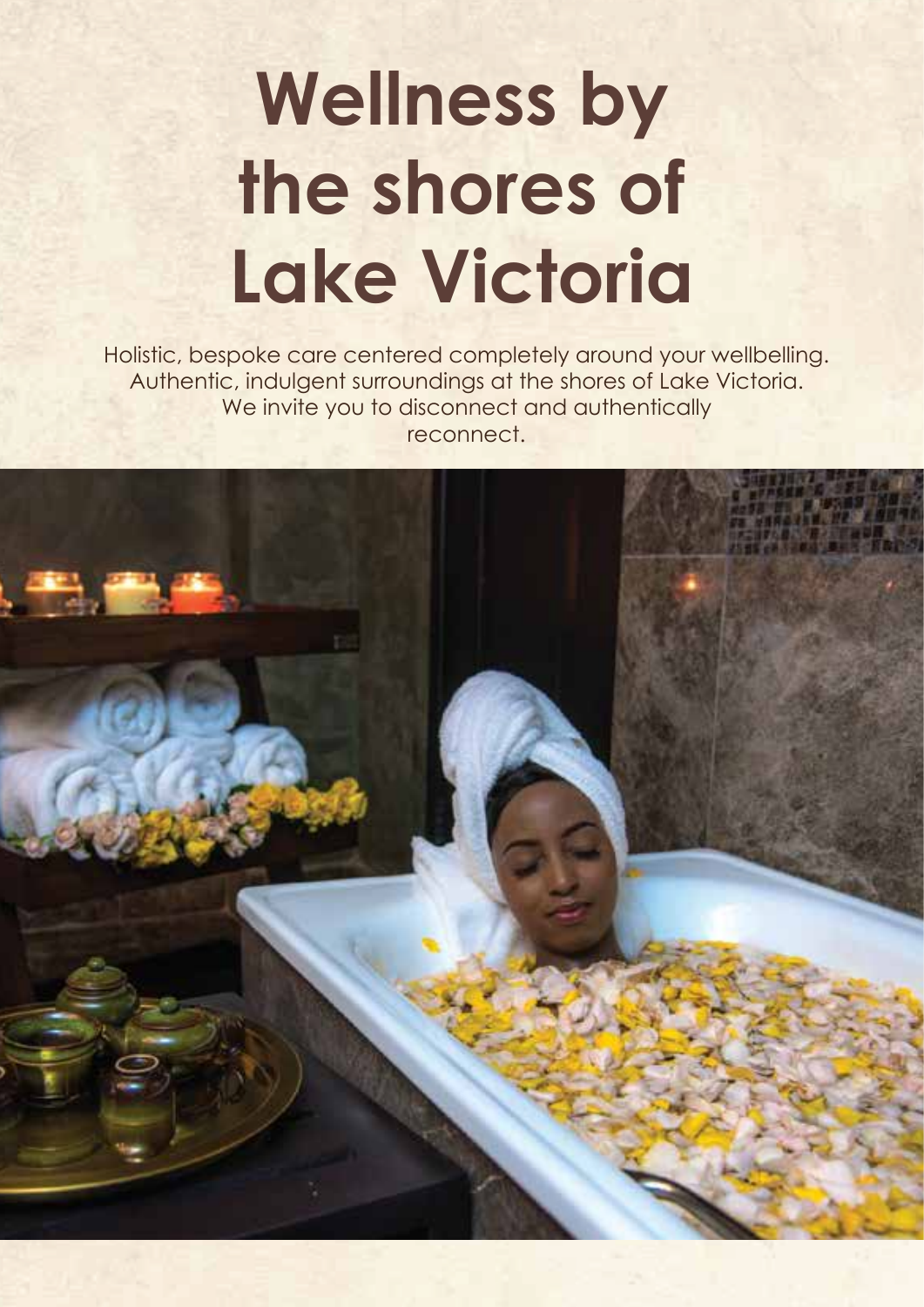# Wellness by the shores of Lake Victoria

Holistic, bespoke care centered completely around your wellbelling.
Authentic, indulgent surroundings at the shores of Lake Victoria.
We invite you to disconnect and authentically reconnect.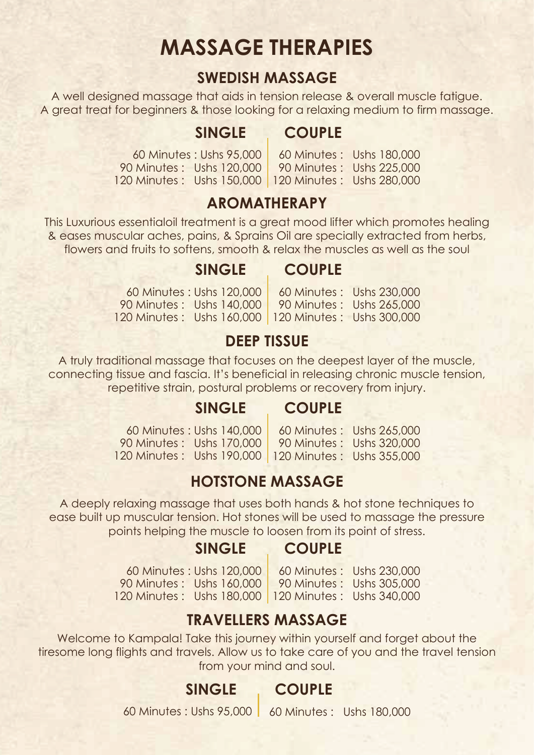# MASSAGE THERAPIES

## SWEDISH MASSAGE

A well designed massage that aids in tension release & overall muscle fatigue. A great treat for beginners & those looking for a relaxing medium to firm massage.

| SINGLE | COUPLE |
|---|---|
| 60 Minutes : Ushs 95,000 | 60 Minutes : Ushs 180,000 |
| 90 Minutes : Ushs 120,000 | 90 Minutes : Ushs 225,000 |
| 120 Minutes : Ushs 150,000 | 120 Minutes : Ushs 280,000 |

## AROMATHERAPY

This Luxurious essentialoil treatment is a great mood lifter which promotes healing & eases muscular aches, pains, & Sprains Oil are specially extracted from herbs, flowers and fruits to softens, smooth & relax the muscles as well as the soul

| SINGLE | COUPLE |
|---|---|
| 60 Minutes : Ushs 120,000 | 60 Minutes : Ushs 230,000 |
| 90 Minutes : Ushs 140,000 | 90 Minutes : Ushs 265,000 |
| 120 Minutes : Ushs 160,000 | 120 Minutes : Ushs 300,000 |

## DEEP TISSUE

A truly traditional massage that focuses on the deepest layer of the muscle, connecting tissue and fascia. It's beneficial in releasing chronic muscle tension, repetitive strain, postural problems or recovery from injury.

| SINGLE | COUPLE |
|---|---|
| 60 Minutes : Ushs 140,000 | 60 Minutes : Ushs 265,000 |
| 90 Minutes : Ushs 170,000 | 90 Minutes : Ushs 320,000 |
| 120 Minutes : Ushs 190,000 | 120 Minutes : Ushs 355,000 |

## HOTSTONE MASSAGE

A deeply relaxing massage that uses both hands & hot stone techniques to ease built up muscular tension. Hot stones will be used to massage the pressure points helping the muscle to loosen from its point of stress.

| SINGLE | COUPLE |
|---|---|
| 60 Minutes : Ushs 120,000 | 60 Minutes : Ushs 230,000 |
| 90 Minutes : Ushs 160,000 | 90 Minutes : Ushs 305,000 |
| 120 Minutes : Ushs 180,000 | 120 Minutes : Ushs 340,000 |

## TRAVELLERS MASSAGE

Welcome to Kampala! Take this journey within yourself and forget about the tiresome long flights and travels. Allow us to take care of you and the travel tension from your mind and soul.

| SINGLE | COUPLE |
|---|---|
| 60 Minutes : Ushs 95,000 | 60 Minutes : Ushs 180,000 |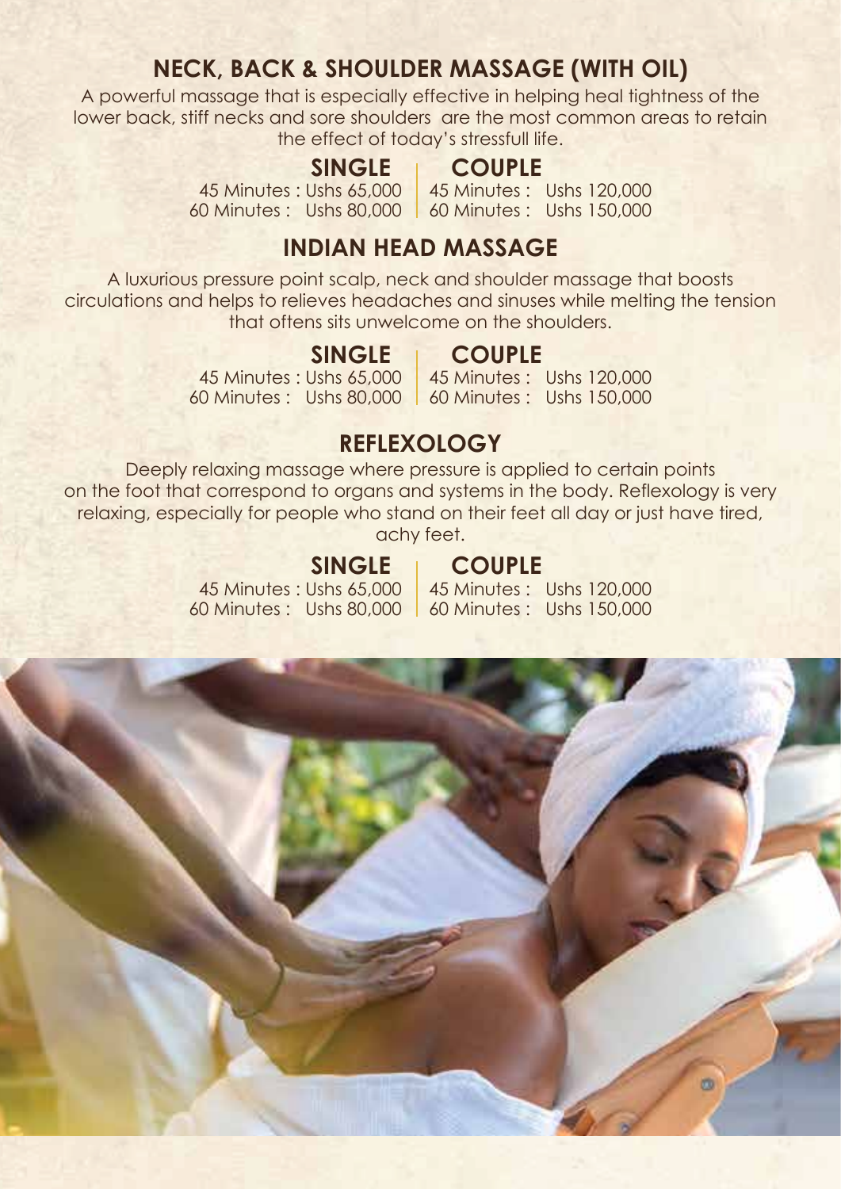## NECK, BACK & SHOULDER MASSAGE (WITH OIL)

A powerful massage that is especially effective in helping heal tightness of the lower back, stiff necks and sore shoulders are the most common areas to retain the effect of today's stressfull life.

| SINGLE | COUPLE |
| --- | --- |
| 45 Minutes : Ushs 65,000 | 45 Minutes : Ushs 120,000 |
| 60 Minutes : Ushs 80,000 | 60 Minutes : Ushs 150,000 |

## INDIAN HEAD MASSAGE

A luxurious pressure point scalp, neck and shoulder massage that boosts circulations and helps to relieves headaches and sinuses while melting the tension that oftens sits unwelcome on the shoulders.

| SINGLE | COUPLE |
| --- | --- |
| 45 Minutes : Ushs 65,000 | 45 Minutes : Ushs 120,000 |
| 60 Minutes : Ushs 80,000 | 60 Minutes : Ushs 150,000 |

## REFLEXOLOGY

Deeply relaxing massage where pressure is applied to certain points on the foot that correspond to organs and systems in the body. Reflexology is very relaxing, especially for people who stand on their feet all day or just have tired, achy feet.

| SINGLE | COUPLE |
| --- | --- |
| 45 Minutes : Ushs 65,000 | 45 Minutes : Ushs 120,000 |
| 60 Minutes : Ushs 80,000 | 60 Minutes : Ushs 150,000 |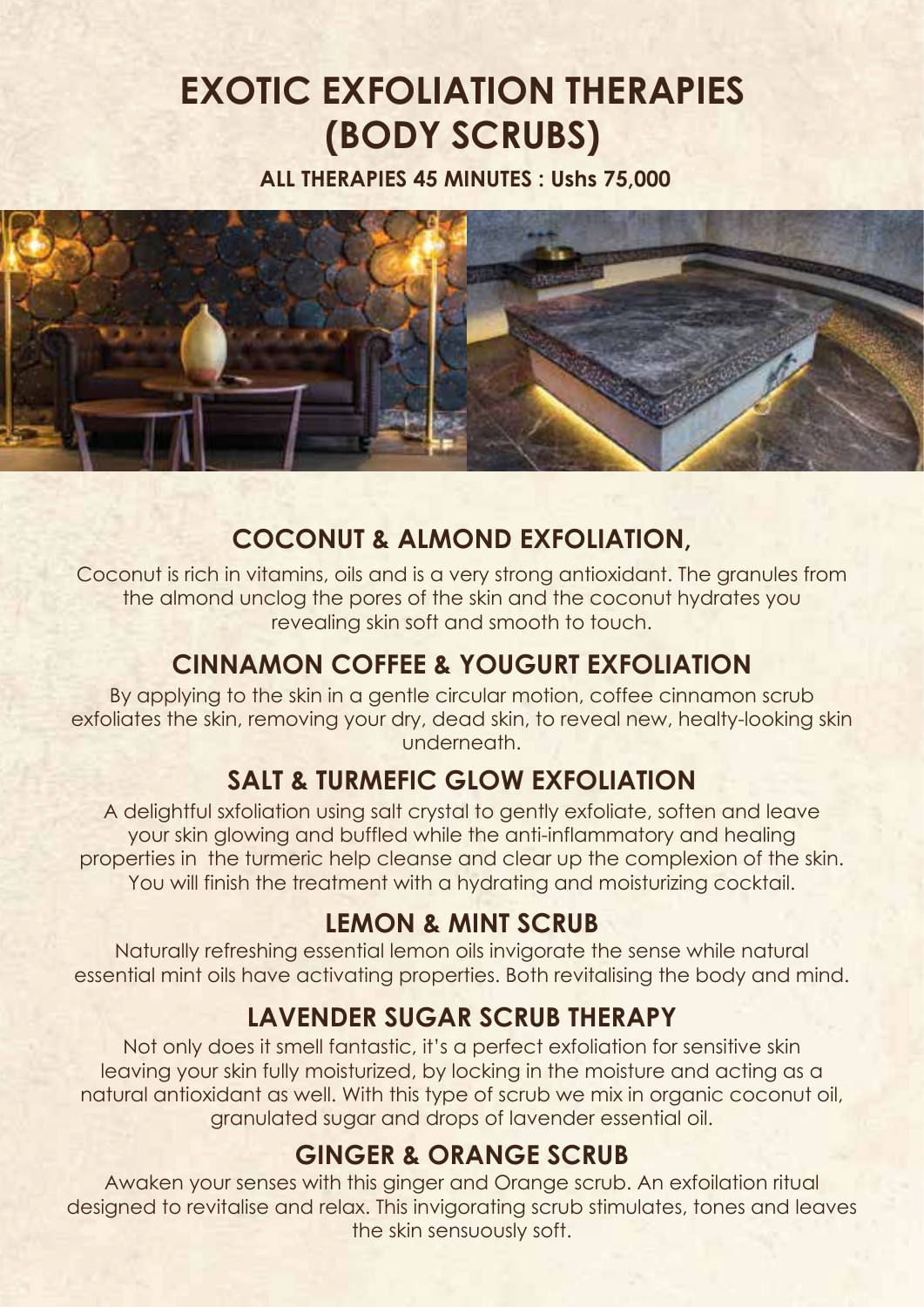# EXOTIC EXFOLIATION THERAPIES (BODY SCRUBS)

**ALL THERAPIES 45 MINUTES : Ushs 75,000**

## COCONUT & ALMOND EXFOLIATION,

Coconut is rich in vitamins, oils and is a very strong antioxidant. The granules from the almond unclog the pores of the skin and the coconut hydrates you revealing skin soft and smooth to touch.

## CINNAMON COFFEE & YOUGURT EXFOLIATION

By applying to the skin in a gentle circular motion, coffee cinnamon scrub exfoliates the skin, removing your dry, dead skin, to reveal new, healty-looking skin underneath.

## SALT & TURMEFIC GLOW EXFOLIATION

A delightful sxfoliation using salt crystal to gently exfoliate, soften and leave your skin glowing and buffled while the anti-inflammatory and healing properties in the turmeric help cleanse and clear up the complexion of the skin. You will finish the treatment with a hydrating and moisturizing cocktail.

## LEMON & MINT SCRUB

Naturally refreshing essential lemon oils invigorate the sense while natural essential mint oils have activating properties. Both revitalising the body and mind.

## LAVENDER SUGAR SCRUB THERAPY

Not only does it smell fantastic, it's a perfect exfoliation for sensitive skin leaving your skin fully moisturized, by locking in the moisture and acting as a natural antioxidant as well. With this type of scrub we mix in organic coconut oil, granulated sugar and drops of lavender essential oil.

## GINGER & ORANGE SCRUB

Awaken your senses with this ginger and Orange scrub. An exfoilation ritual designed to revitalise and relax. This invigorating scrub stimulates, tones and leaves the skin sensuously soft.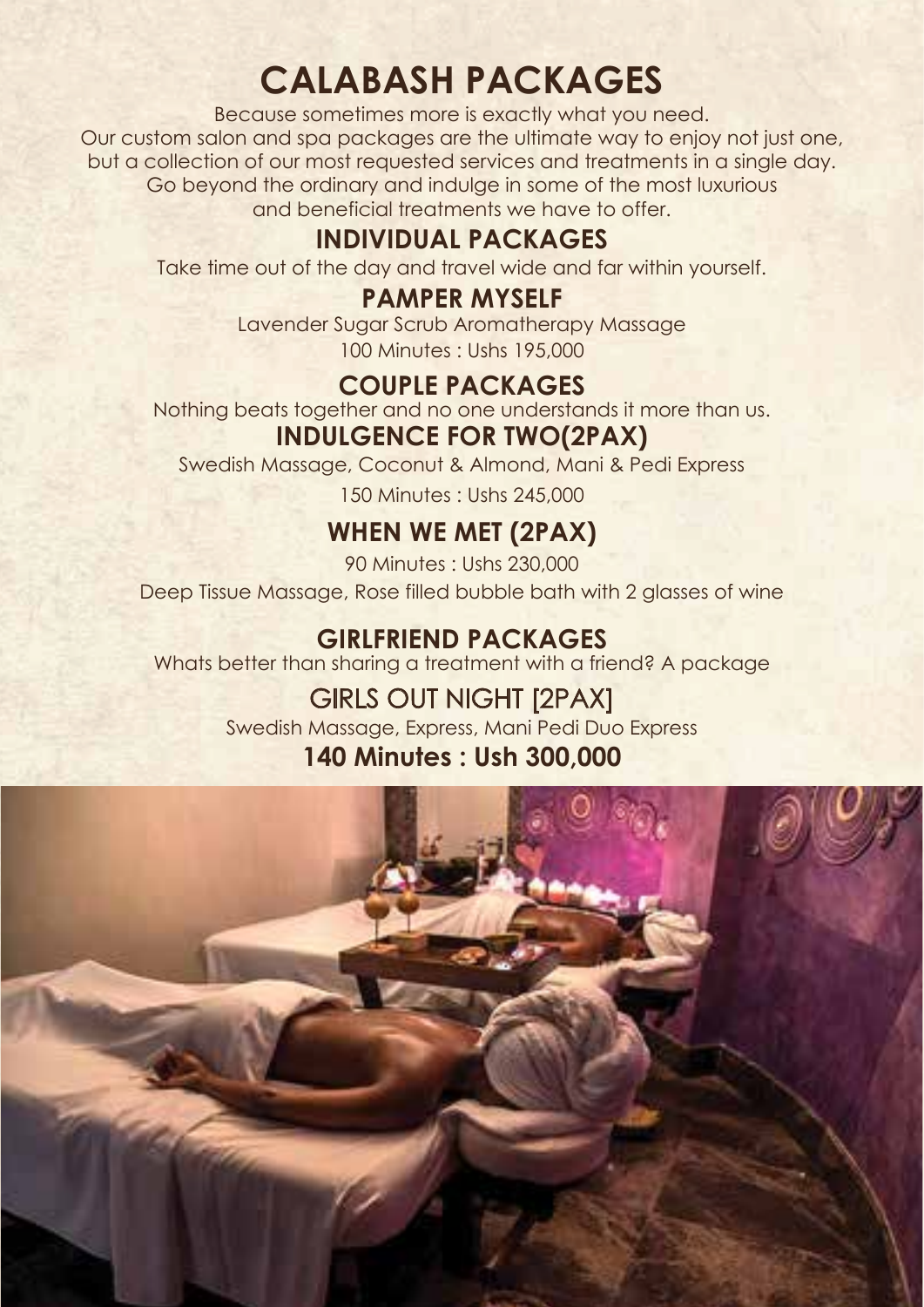# CALABASH PACKAGES

Because sometimes more is exactly what you need.
Our custom salon and spa packages are the ultimate way to enjoy not just one, but a collection of our most requested services and treatments in a single day. Go beyond the ordinary and indulge in some of the most luxurious and beneficial treatments we have to offer.

## INDIVIDUAL PACKAGES

Take time out of the day and travel wide and far within yourself.

### PAMPER MYSELF

Lavender Sugar Scrub Aromatherapy Massage

100 Minutes : Ushs 195,000

## COUPLE PACKAGES

Nothing beats together and no one understands it more than us.

### INDULGENCE FOR TWO(2PAX)

Swedish Massage, Coconut & Almond, Mani & Pedi Express

150 Minutes : Ushs 245,000

### WHEN WE MET (2PAX)

90 Minutes : Ushs 230,000

Deep Tissue Massage, Rose filled bubble bath with 2 glasses of wine

## GIRLFRIEND PACKAGES

Whats better than sharing a treatment with a friend? A package

### GIRLS OUT NIGHT [2PAX]

Swedish Massage, Express, Mani Pedi Duo Express

**140 Minutes : Ush 300,000**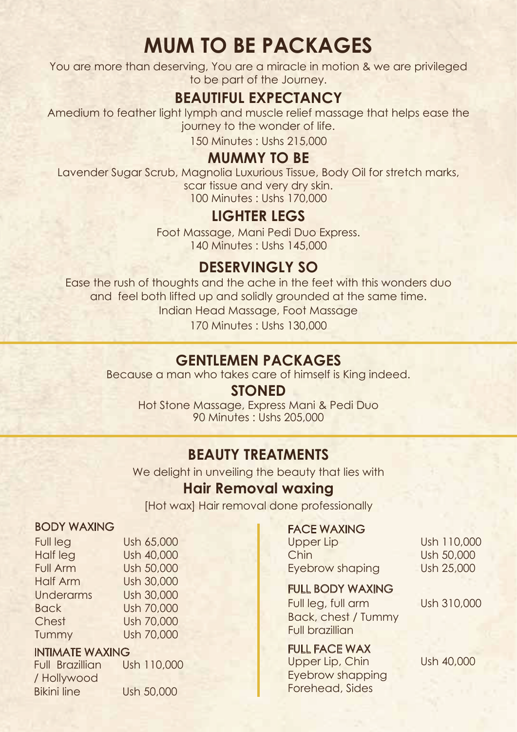# MUM TO BE PACKAGES

You are more than deserving, You are a miracle in motion & we are privileged to be part of the Journey.

## BEAUTIFUL EXPECTANCY

Amedium to feather light lymph and muscle relief massage that helps ease the journey to the wonder of life.

150 Minutes : Ushs 215,000

## MUMMY TO BE

Lavender Sugar Scrub, Magnolia Luxurious Tissue, Body Oil for stretch marks, scar tissue and very dry skin.

100 Minutes : Ushs 170,000

## LIGHTER LEGS

Foot Massage, Mani Pedi Duo Express.

140 Minutes : Ushs 145,000

## DESERVINGLY SO

Ease the rush of thoughts and the ache in the feet with this wonders duo and feel both lifted up and solidly grounded at the same time.

Indian Head Massage, Foot Massage

170 Minutes : Ushs 130,000

# GENTLEMEN PACKAGES

Because a man who takes care of himself is King indeed.

## STONED

Hot Stone Massage, Express Mani & Pedi Duo

90 Minutes : Ushs 205,000

# BEAUTY TREATMENTS

We delight in unveiling the beauty that lies with

## Hair Removal waxing

[Hot wax] Hair removal done professionally

### BODY WAXING

| Service | Price |
|---|---|
| Full leg | Ush 65,000 |
| Half leg | Ush 40,000 |
| Full Arm | Ush 50,000 |
| Half Arm | Ush 30,000 |
| Underarms | Ush 30,000 |
| Back | Ush 70,000 |
| Chest | Ush 70,000 |
| Tummy | Ush 70,000 |

### INTIMATE WAXING

| Service | Price |
|---|---|
| Full Brazillian / Hollywood | Ush 110,000 |
| Bikini line | Ush 50,000 |

### FACE WAXING

| Service | Price |
|---|---|
| Upper Lip | Ush 110,000 |
| Chin | Ush 50,000 |
| Eyebrow shaping | Ush 25,000 |

### FULL BODY WAXING

Full leg, full arm
Back, chest / Tummy
Full brazillian

Ush 310,000

### FULL FACE WAX

Upper Lip, Chin
Eyebrow shapping
Forehead, Sides

Ush 40,000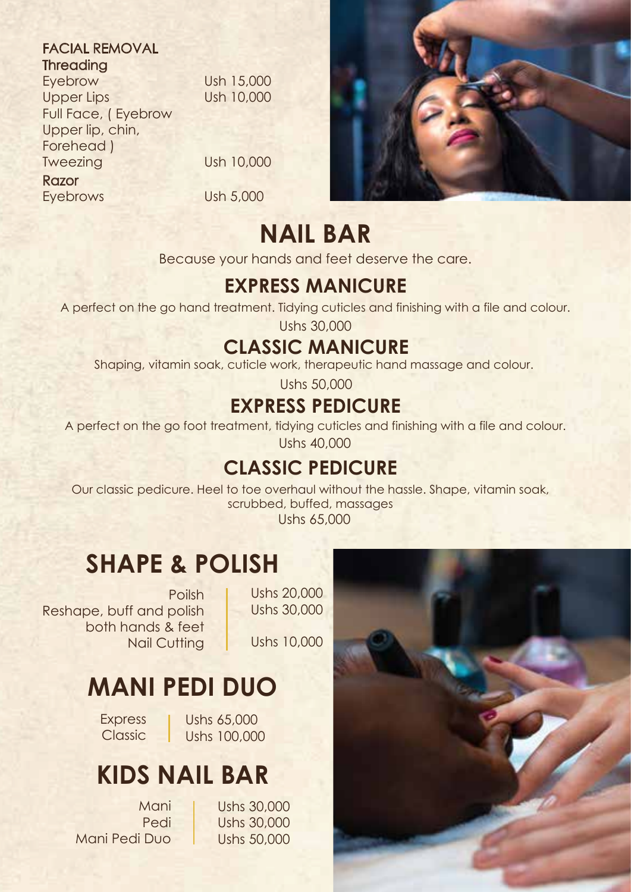### FACIAL REMOVAL

**Threading**

| | |
|---|---|
| Eyebrow | Ush 15,000 |
| Upper Lips | Ush 10,000 |
| Full Face, ( Eyebrow Upper lip, chin, Forehead ) | |
| Tweezing | Ush 10,000 |

**Razor**

| | |
|---|---|
| Eyebrows | Ush 5,000 |

# NAIL BAR

Because your hands and feet deserve the care.

## EXPRESS MANICURE

A perfect on the go hand treatment. Tidying cuticles and finishing with a file and colour.

Ushs 30,000

## CLASSIC MANICURE

Shaping, vitamin soak, cuticle work, therapeutic hand massage and colour.

Ushs 50,000

## EXPRESS PEDICURE

A perfect on the go foot treatment, tidying cuticles and finishing with a file and colour.

Ushs 40,000

## CLASSIC PEDICURE

Our classic pedicure. Heel to toe overhaul without the hassle. Shape, vitamin soak, scrubbed, buffed, massages

Ushs 65,000

# SHAPE & POLISH

| | |
|---|---|
| Poilsh | Ushs 20,000 |
| Reshape, buff and polish both hands & feet | Ushs 30,000 |
| Nail Cutting | Ushs 10,000 |

# MANI PEDI DUO

| | |
|---|---|
| Express | Ushs 65,000 |
| Classic | Ushs 100,000 |

# KIDS NAIL BAR

| | |
|---|---|
| Mani | Ushs 30,000 |
| Pedi | Ushs 30,000 |
| Mani Pedi Duo | Ushs 50,000 |